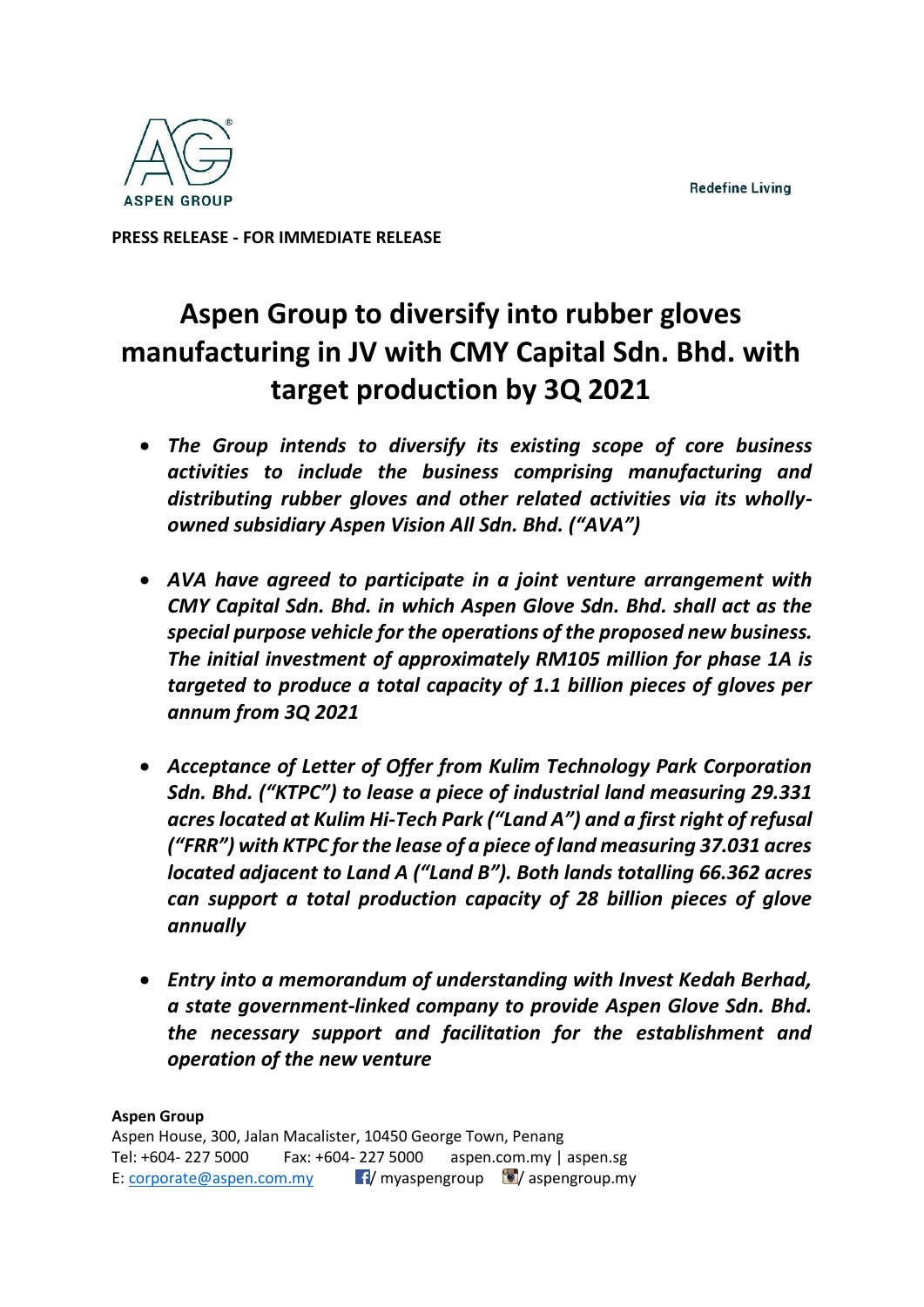**PRESS RELEASE - FOR IMMEDIATE RELEASE**

# Aspen Group to diversify into rubber gloves manufacturing in JV with CMY Capital Sdn. Bhd. with target production by 3Q 2021

- *The Group intends to diversify its existing scope of core business activities to include the business comprising manufacturing and distributing rubber gloves and other related activities via its wholly-owned subsidiary Aspen Vision All Sdn. Bhd. ("AVA")*

- *AVA have agreed to participate in a joint venture arrangement with CMY Capital Sdn. Bhd. in which Aspen Glove Sdn. Bhd. shall act as the special purpose vehicle for the operations of the proposed new business. The initial investment of approximately RM105 million for phase 1A is targeted to produce a total capacity of 1.1 billion pieces of gloves per annum from 3Q 2021*

- *Acceptance of Letter of Offer from Kulim Technology Park Corporation Sdn. Bhd. ("KTPC") to lease a piece of industrial land measuring 29.331 acres located at Kulim Hi-Tech Park ("Land A") and a first right of refusal ("FRR") with KTPC for the lease of a piece of land measuring 37.031 acres located adjacent to Land A ("Land B"). Both lands totalling 66.362 acres can support a total production capacity of 28 billion pieces of glove annually*

- *Entry into a memorandum of understanding with Invest Kedah Berhad, a state government-linked company to provide Aspen Glove Sdn. Bhd. the necessary support and facilitation for the establishment and operation of the new venture*

**Aspen Group**
Aspen House, 300, Jalan Macalister, 10450 George Town, Penang
Tel: +604- 227 5000 Fax: +604- 227 5000 aspen.com.my | aspen.sg
E: corporate@aspen.com.my / myaspengroup / aspengroup.my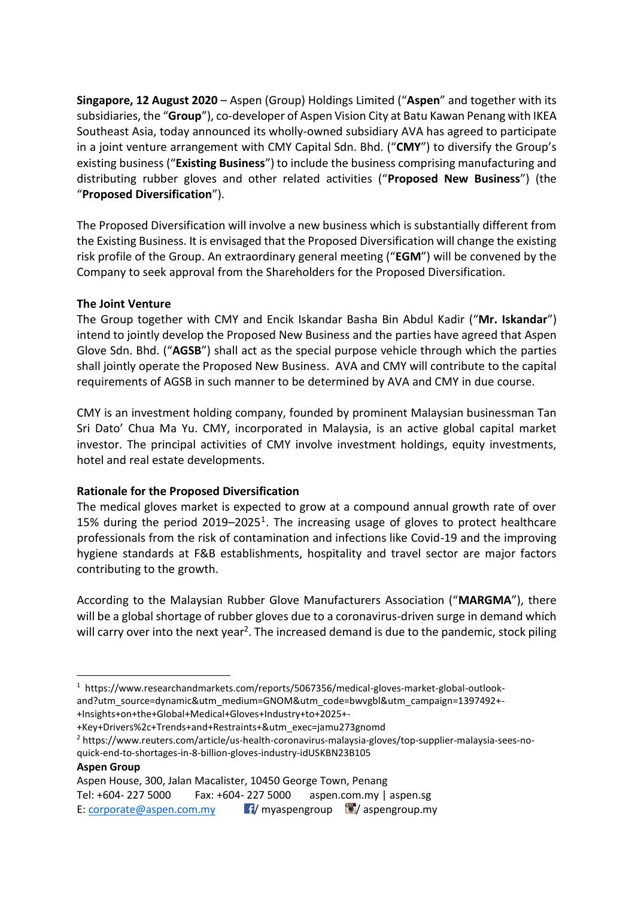**Singapore, 12 August 2020** – Aspen (Group) Holdings Limited ("**Aspen**" and together with its subsidiaries, the "**Group**"), co-developer of Aspen Vision City at Batu Kawan Penang with IKEA Southeast Asia, today announced its wholly-owned subsidiary AVA has agreed to participate in a joint venture arrangement with CMY Capital Sdn. Bhd. ("**CMY**") to diversify the Group's existing business ("**Existing Business**") to include the business comprising manufacturing and distributing rubber gloves and other related activities ("**Proposed New Business**") (the "**Proposed Diversification**").

The Proposed Diversification will involve a new business which is substantially different from the Existing Business. It is envisaged that the Proposed Diversification will change the existing risk profile of the Group. An extraordinary general meeting ("**EGM**") will be convened by the Company to seek approval from the Shareholders for the Proposed Diversification.

**The Joint Venture**

The Group together with CMY and Encik Iskandar Basha Bin Abdul Kadir ("**Mr. Iskandar**") intend to jointly develop the Proposed New Business and the parties have agreed that Aspen Glove Sdn. Bhd. ("**AGSB**") shall act as the special purpose vehicle through which the parties shall jointly operate the Proposed New Business. AVA and CMY will contribute to the capital requirements of AGSB in such manner to be determined by AVA and CMY in due course.

CMY is an investment holding company, founded by prominent Malaysian businessman Tan Sri Dato' Chua Ma Yu. CMY, incorporated in Malaysia, is an active global capital market investor. The principal activities of CMY involve investment holdings, equity investments, hotel and real estate developments.

**Rationale for the Proposed Diversification**

The medical gloves market is expected to grow at a compound annual growth rate of over 15% during the period 2019–2025[1]. The increasing usage of gloves to protect healthcare professionals from the risk of contamination and infections like Covid-19 and the improving hygiene standards at F&B establishments, hospitality and travel sector are major factors contributing to the growth.

According to the Malaysian Rubber Glove Manufacturers Association ("**MARGMA**"), there will be a global shortage of rubber gloves due to a coronavirus-driven surge in demand which will carry over into the next year[2]. The increased demand is due to the pandemic, stock piling

---

[1] https://www.researchandmarkets.com/reports/5067356/medical-gloves-market-global-outlook-and?utm_source=dynamic&utm_medium=GNOM&utm_code=bwvgbl&utm_campaign=1397492+-+Insights+on+the+Global+Medical+Gloves+Industry+to+2025+-+Key+Drivers%2c+Trends+and+Restraints+&utm_exec=jamu273gnomd

[2] https://www.reuters.com/article/us-health-coronavirus-malaysia-gloves/top-supplier-malaysia-sees-no-quick-end-to-shortages-in-8-billion-gloves-industry-idUSKBN23B105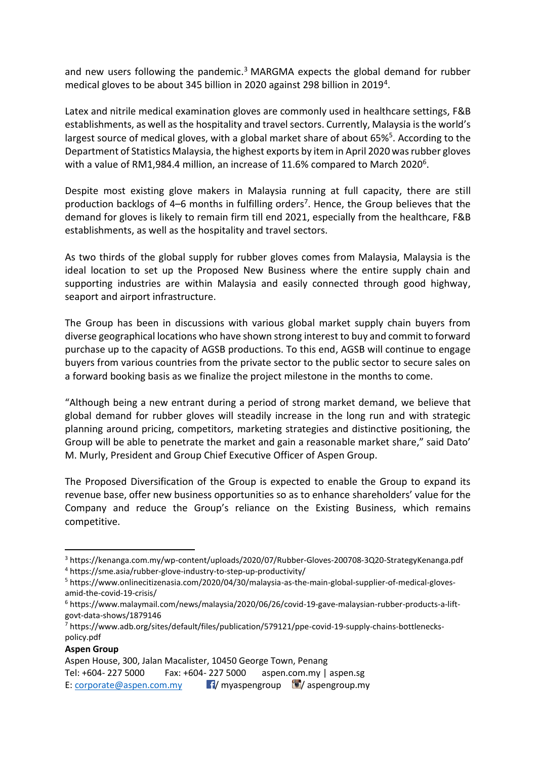and new users following the pandemic.[3] MARGMA expects the global demand for rubber medical gloves to be about 345 billion in 2020 against 298 billion in 2019[4].

Latex and nitrile medical examination gloves are commonly used in healthcare settings, F&B establishments, as well as the hospitality and travel sectors. Currently, Malaysia is the world's largest source of medical gloves, with a global market share of about 65%[5]. According to the Department of Statistics Malaysia, the highest exports by item in April 2020 was rubber gloves with a value of RM1,984.4 million, an increase of 11.6% compared to March 2020[6].

Despite most existing glove makers in Malaysia running at full capacity, there are still production backlogs of 4–6 months in fulfilling orders[7]. Hence, the Group believes that the demand for gloves is likely to remain firm till end 2021, especially from the healthcare, F&B establishments, as well as the hospitality and travel sectors.

As two thirds of the global supply for rubber gloves comes from Malaysia, Malaysia is the ideal location to set up the Proposed New Business where the entire supply chain and supporting industries are within Malaysia and easily connected through good highway, seaport and airport infrastructure.

The Group has been in discussions with various global market supply chain buyers from diverse geographical locations who have shown strong interest to buy and commit to forward purchase up to the capacity of AGSB productions. To this end, AGSB will continue to engage buyers from various countries from the private sector to the public sector to secure sales on a forward booking basis as we finalize the project milestone in the months to come.

"Although being a new entrant during a period of strong market demand, we believe that global demand for rubber gloves will steadily increase in the long run and with strategic planning around pricing, competitors, marketing strategies and distinctive positioning, the Group will be able to penetrate the market and gain a reasonable market share," said Dato' M. Murly, President and Group Chief Executive Officer of Aspen Group.

The Proposed Diversification of the Group is expected to enable the Group to expand its revenue base, offer new business opportunities so as to enhance shareholders' value for the Company and reduce the Group's reliance on the Existing Business, which remains competitive.

---

[3] https://kenanga.com.my/wp-content/uploads/2020/07/Rubber-Gloves-200708-3Q20-StrategyKenanga.pdf

[4] https://sme.asia/rubber-glove-industry-to-step-up-productivity/

[5] https://www.onlinecitizenasia.com/2020/04/30/malaysia-as-the-main-global-supplier-of-medical-gloves-amid-the-covid-19-crisis/

[6] https://www.malaymail.com/news/malaysia/2020/06/26/covid-19-gave-malaysian-rubber-products-a-lift-govt-data-shows/1879146

[7] https://www.adb.org/sites/default/files/publication/579121/ppe-covid-19-supply-chains-bottlenecks-policy.pdf

**Aspen Group**

Aspen House, 300, Jalan Macalister, 10450 George Town, Penang

Tel: +604- 227 5000 Fax: +604- 227 5000 aspen.com.my | aspen.sg

E: corporate@aspen.com.my / myaspengroup / aspengroup.my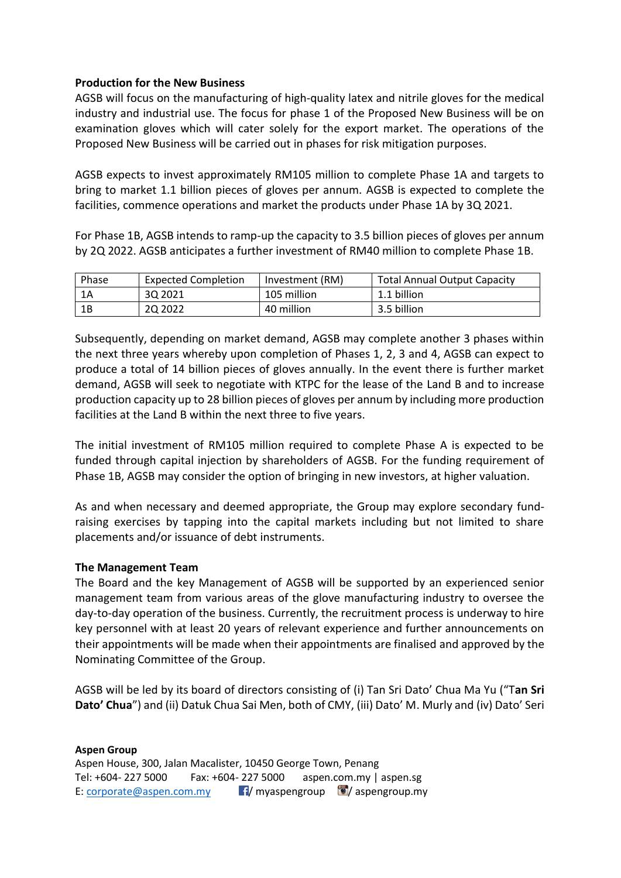**Production for the New Business**

AGSB will focus on the manufacturing of high-quality latex and nitrile gloves for the medical industry and industrial use. The focus for phase 1 of the Proposed New Business will be on examination gloves which will cater solely for the export market. The operations of the Proposed New Business will be carried out in phases for risk mitigation purposes.

AGSB expects to invest approximately RM105 million to complete Phase 1A and targets to bring to market 1.1 billion pieces of gloves per annum. AGSB is expected to complete the facilities, commence operations and market the products under Phase 1A by 3Q 2021.

For Phase 1B, AGSB intends to ramp-up the capacity to 3.5 billion pieces of gloves per annum by 2Q 2022. AGSB anticipates a further investment of RM40 million to complete Phase 1B.

| Phase | Expected Completion | Investment (RM) | Total Annual Output Capacity |
|---|---|---|---|
| 1A | 3Q 2021 | 105 million | 1.1 billion |
| 1B | 2Q 2022 | 40 million | 3.5 billion |

Subsequently, depending on market demand, AGSB may complete another 3 phases within the next three years whereby upon completion of Phases 1, 2, 3 and 4, AGSB can expect to produce a total of 14 billion pieces of gloves annually. In the event there is further market demand, AGSB will seek to negotiate with KTPC for the lease of the Land B and to increase production capacity up to 28 billion pieces of gloves per annum by including more production facilities at the Land B within the next three to five years.

The initial investment of RM105 million required to complete Phase A is expected to be funded through capital injection by shareholders of AGSB. For the funding requirement of Phase 1B, AGSB may consider the option of bringing in new investors, at higher valuation.

As and when necessary and deemed appropriate, the Group may explore secondary fund-raising exercises by tapping into the capital markets including but not limited to share placements and/or issuance of debt instruments.

**The Management Team**

The Board and the key Management of AGSB will be supported by an experienced senior management team from various areas of the glove manufacturing industry to oversee the day-to-day operation of the business. Currently, the recruitment process is underway to hire key personnel with at least 20 years of relevant experience and further announcements on their appointments will be made when their appointments are finalised and approved by the Nominating Committee of the Group.

AGSB will be led by its board of directors consisting of (i) Tan Sri Dato' Chua Ma Yu ("T**an Sri Dato' Chua**") and (ii) Datuk Chua Sai Men, both of CMY, (iii) Dato' M. Murly and (iv) Dato' Seri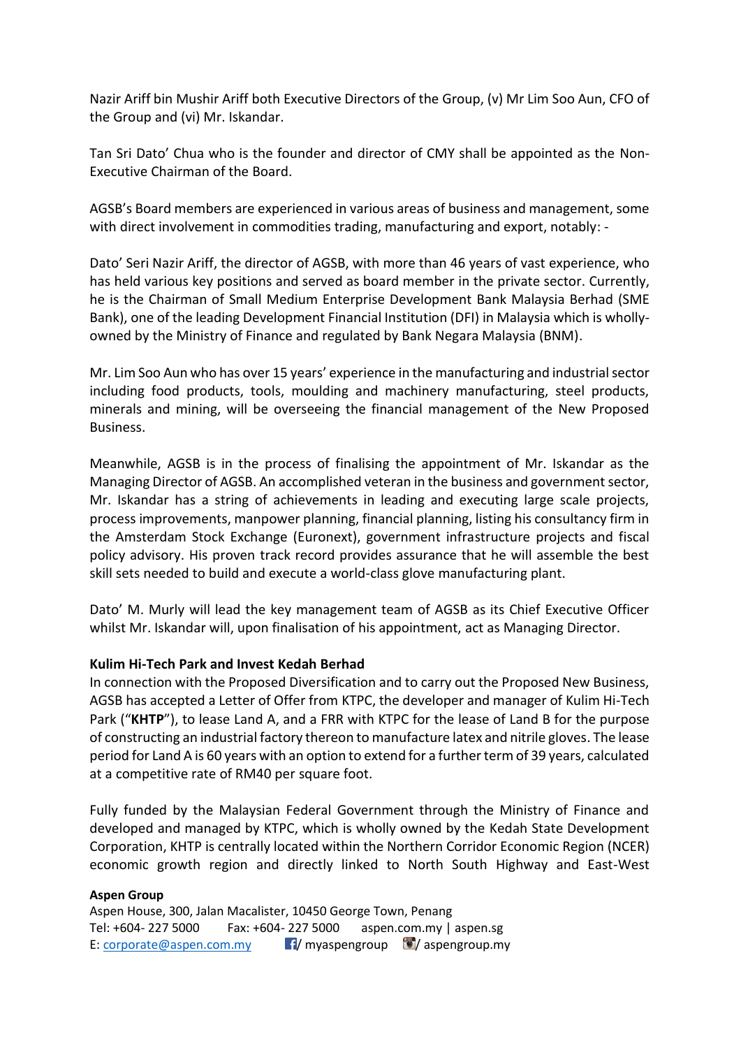Nazir Ariff bin Mushir Ariff both Executive Directors of the Group, (v) Mr Lim Soo Aun, CFO of the Group and (vi) Mr. Iskandar.

Tan Sri Dato' Chua who is the founder and director of CMY shall be appointed as the Non-Executive Chairman of the Board.

AGSB's Board members are experienced in various areas of business and management, some with direct involvement in commodities trading, manufacturing and export, notably: -

Dato' Seri Nazir Ariff, the director of AGSB, with more than 46 years of vast experience, who has held various key positions and served as board member in the private sector. Currently, he is the Chairman of Small Medium Enterprise Development Bank Malaysia Berhad (SME Bank), one of the leading Development Financial Institution (DFI) in Malaysia which is wholly-owned by the Ministry of Finance and regulated by Bank Negara Malaysia (BNM).

Mr. Lim Soo Aun who has over 15 years' experience in the manufacturing and industrial sector including food products, tools, moulding and machinery manufacturing, steel products, minerals and mining, will be overseeing the financial management of the New Proposed Business.

Meanwhile, AGSB is in the process of finalising the appointment of Mr. Iskandar as the Managing Director of AGSB. An accomplished veteran in the business and government sector, Mr. Iskandar has a string of achievements in leading and executing large scale projects, process improvements, manpower planning, financial planning, listing his consultancy firm in the Amsterdam Stock Exchange (Euronext), government infrastructure projects and fiscal policy advisory. His proven track record provides assurance that he will assemble the best skill sets needed to build and execute a world-class glove manufacturing plant.

Dato' M. Murly will lead the key management team of AGSB as its Chief Executive Officer whilst Mr. Iskandar will, upon finalisation of his appointment, act as Managing Director.

**Kulim Hi-Tech Park and Invest Kedah Berhad**

In connection with the Proposed Diversification and to carry out the Proposed New Business, AGSB has accepted a Letter of Offer from KTPC, the developer and manager of Kulim Hi-Tech Park ("**KHTP**"), to lease Land A, and a FRR with KTPC for the lease of Land B for the purpose of constructing an industrial factory thereon to manufacture latex and nitrile gloves. The lease period for Land A is 60 years with an option to extend for a further term of 39 years, calculated at a competitive rate of RM40 per square foot.

Fully funded by the Malaysian Federal Government through the Ministry of Finance and developed and managed by KTPC, which is wholly owned by the Kedah State Development Corporation, KHTP is centrally located within the Northern Corridor Economic Region (NCER) economic growth region and directly linked to North South Highway and East-West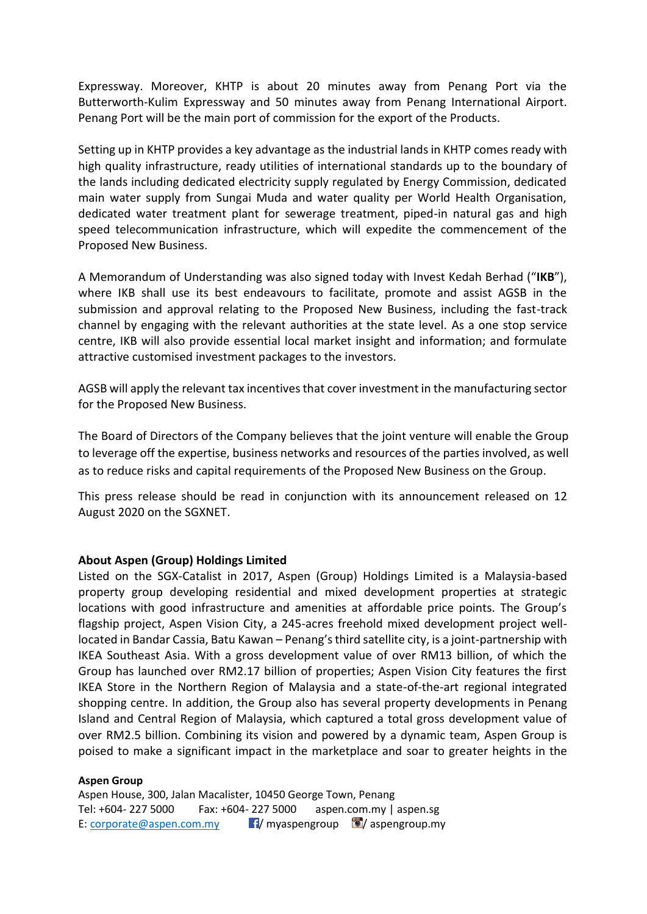Expressway. Moreover, KHTP is about 20 minutes away from Penang Port via the Butterworth-Kulim Expressway and 50 minutes away from Penang International Airport. Penang Port will be the main port of commission for the export of the Products.

Setting up in KHTP provides a key advantage as the industrial lands in KHTP comes ready with high quality infrastructure, ready utilities of international standards up to the boundary of the lands including dedicated electricity supply regulated by Energy Commission, dedicated main water supply from Sungai Muda and water quality per World Health Organisation, dedicated water treatment plant for sewerage treatment, piped-in natural gas and high speed telecommunication infrastructure, which will expedite the commencement of the Proposed New Business.

A Memorandum of Understanding was also signed today with Invest Kedah Berhad ("**IKB**"), where IKB shall use its best endeavours to facilitate, promote and assist AGSB in the submission and approval relating to the Proposed New Business, including the fast-track channel by engaging with the relevant authorities at the state level. As a one stop service centre, IKB will also provide essential local market insight and information; and formulate attractive customised investment packages to the investors.

AGSB will apply the relevant tax incentives that cover investment in the manufacturing sector for the Proposed New Business.

The Board of Directors of the Company believes that the joint venture will enable the Group to leverage off the expertise, business networks and resources of the parties involved, as well as to reduce risks and capital requirements of the Proposed New Business on the Group.

This press release should be read in conjunction with its announcement released on 12 August 2020 on the SGXNET.

**About Aspen (Group) Holdings Limited**

Listed on the SGX-Catalist in 2017, Aspen (Group) Holdings Limited is a Malaysia-based property group developing residential and mixed development properties at strategic locations with good infrastructure and amenities at affordable price points. The Group's flagship project, Aspen Vision City, a 245-acres freehold mixed development project well-located in Bandar Cassia, Batu Kawan – Penang's third satellite city, is a joint-partnership with IKEA Southeast Asia. With a gross development value of over RM13 billion, of which the Group has launched over RM2.17 billion of properties; Aspen Vision City features the first IKEA Store in the Northern Region of Malaysia and a state-of-the-art regional integrated shopping centre. In addition, the Group also has several property developments in Penang Island and Central Region of Malaysia, which captured a total gross development value of over RM2.5 billion. Combining its vision and powered by a dynamic team, Aspen Group is poised to make a significant impact in the marketplace and soar to greater heights in the

**Aspen Group**
Aspen House, 300, Jalan Macalister, 10450 George Town, Penang
Tel: +604- 227 5000 Fax: +604- 227 5000 aspen.com.my | aspen.sg
E: corporate@aspen.com.my / myaspengroup / aspengroup.my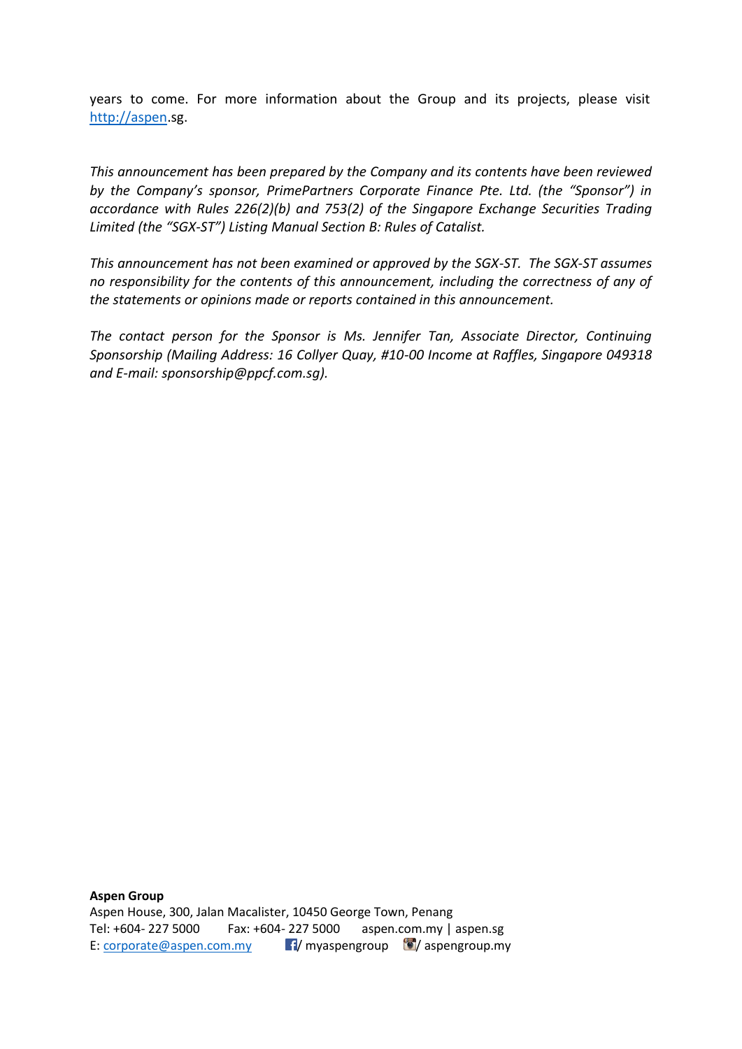years to come. For more information about the Group and its projects, please visit http://aspen.sg.

*This announcement has been prepared by the Company and its contents have been reviewed by the Company's sponsor, PrimePartners Corporate Finance Pte. Ltd. (the "Sponsor") in accordance with Rules 226(2)(b) and 753(2) of the Singapore Exchange Securities Trading Limited (the "SGX-ST") Listing Manual Section B: Rules of Catalist.*

*This announcement has not been examined or approved by the SGX-ST. The SGX-ST assumes no responsibility for the contents of this announcement, including the correctness of any of the statements or opinions made or reports contained in this announcement.*

*The contact person for the Sponsor is Ms. Jennifer Tan, Associate Director, Continuing Sponsorship (Mailing Address: 16 Collyer Quay, #10-00 Income at Raffles, Singapore 049318 and E-mail: sponsorship@ppcf.com.sg).*

**Aspen Group**
Aspen House, 300, Jalan Macalister, 10450 George Town, Penang
Tel: +604- 227 5000 Fax: +604- 227 5000 aspen.com.my | aspen.sg
E: corporate@aspen.com.my / myaspengroup / aspengroup.my